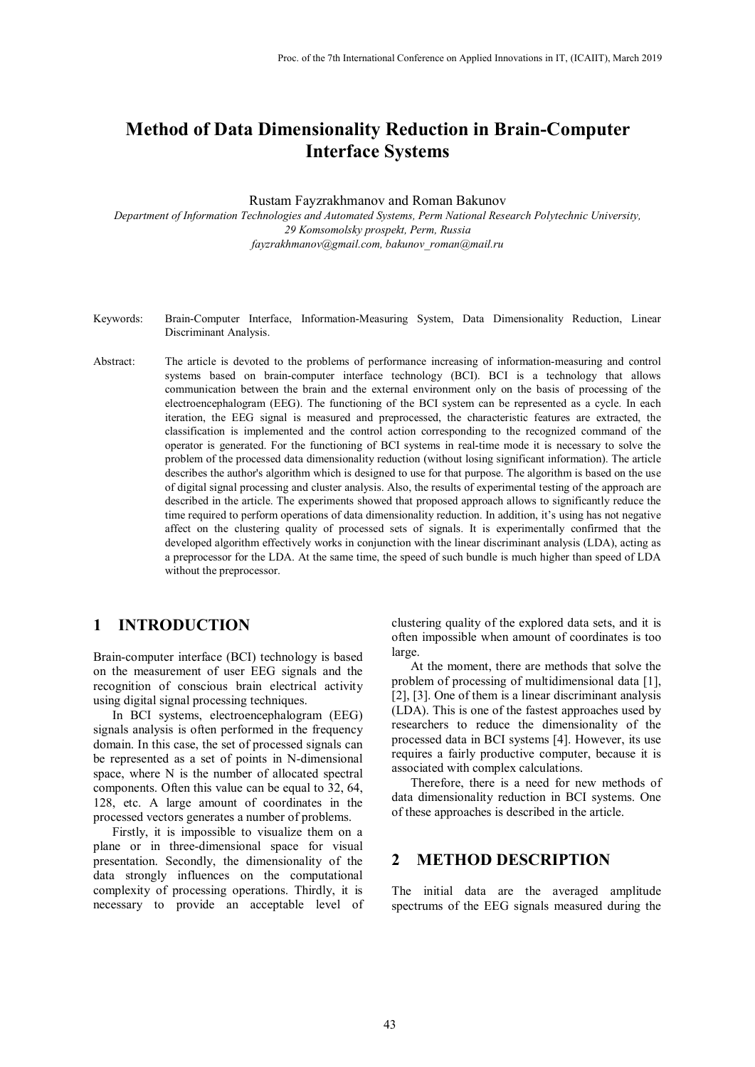# Method of Data Dimensionality Reduction in Brain-Computer Interface Systems

Rustam Fayzrakhmanov and Roman Bakunov

*Department of Information Technologies and Automated Systems, Perm National Research Polytechnic University, 29 Komsomolsky prospekt, Perm, Russia*
*fayzrakhmanov@gmail.com, bakunov_roman@mail.ru*

Keywords: Brain-Computer Interface, Information-Measuring System, Data Dimensionality Reduction, Linear Discriminant Analysis.

Abstract: The article is devoted to the problems of performance increasing of information-measuring and control systems based on brain-computer interface technology (BCI). BCI is a technology that allows communication between the brain and the external environment only on the basis of processing of the electroencephalogram (EEG). The functioning of the BCI system can be represented as a cycle. In each iteration, the EEG signal is measured and preprocessed, the characteristic features are extracted, the classification is implemented and the control action corresponding to the recognized command of the operator is generated. For the functioning of BCI systems in real-time mode it is necessary to solve the problem of the processed data dimensionality reduction (without losing significant information). The article describes the author's algorithm which is designed to use for that purpose. The algorithm is based on the use of digital signal processing and cluster analysis. Also, the results of experimental testing of the approach are described in the article. The experiments showed that proposed approach allows to significantly reduce the time required to perform operations of data dimensionality reduction. In addition, it's using has not negative affect on the clustering quality of processed sets of signals. It is experimentally confirmed that the developed algorithm effectively works in conjunction with the linear discriminant analysis (LDA), acting as a preprocessor for the LDA. At the same time, the speed of such bundle is much higher than speed of LDA without the preprocessor.

## 1 INTRODUCTION

Brain-computer interface (BCI) technology is based on the measurement of user EEG signals and the recognition of conscious brain electrical activity using digital signal processing techniques.

In BCI systems, electroencephalogram (EEG) signals analysis is often performed in the frequency domain. In this case, the set of processed signals can be represented as a set of points in N-dimensional space, where N is the number of allocated spectral components. Often this value can be equal to 32, 64, 128, etc. A large amount of coordinates in the processed vectors generates a number of problems.

Firstly, it is impossible to visualize them on a plane or in three-dimensional space for visual presentation. Secondly, the dimensionality of the data strongly influences on the computational complexity of processing operations. Thirdly, it is necessary to provide an acceptable level of clustering quality of the explored data sets, and it is often impossible when amount of coordinates is too large.

At the moment, there are methods that solve the problem of processing of multidimensional data [1], [2], [3]. One of them is a linear discriminant analysis (LDA). This is one of the fastest approaches used by researchers to reduce the dimensionality of the processed data in BCI systems [4]. However, its use requires a fairly productive computer, because it is associated with complex calculations.

Therefore, there is a need for new methods of data dimensionality reduction in BCI systems. One of these approaches is described in the article.

## 2 METHOD DESCRIPTION

The initial data are the averaged amplitude spectrums of the EEG signals measured during the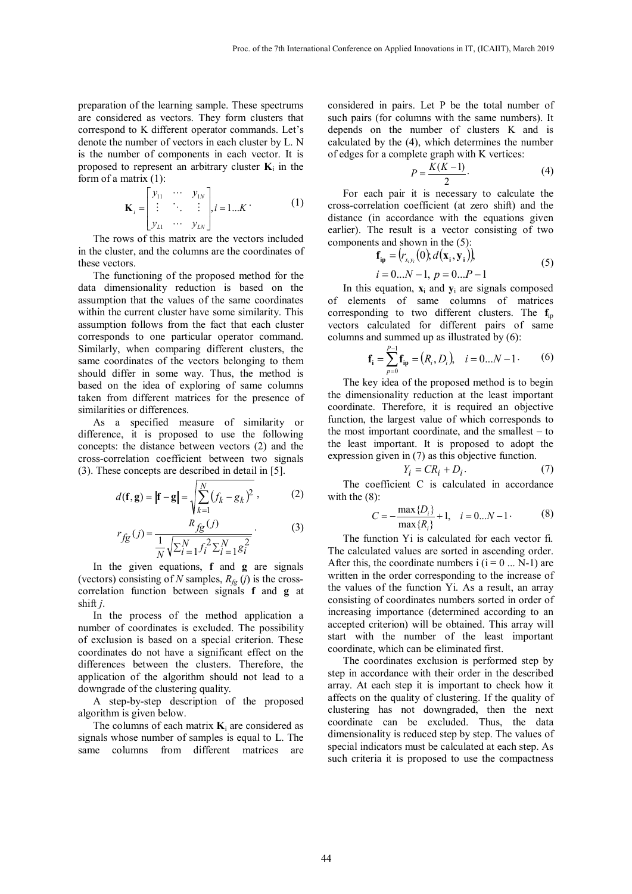preparation of the learning sample. These spectrums are considered as vectors. They form clusters that correspond to K different operator commands. Let's denote the number of vectors in each cluster by L. N is the number of components in each vector. It is proposed to represent an arbitrary cluster $\mathbf{K}_i$ in the form of a matrix (1):

$$\mathbf{K}_i = \begin{bmatrix} y_{11} & \cdots & y_{1N} \\ \vdots & \ddots & \vdots \\ y_{L1} & \cdots & y_{LN} \end{bmatrix}, i = 1...K \cdot \tag{1}$$

The rows of this matrix are the vectors included in the cluster, and the columns are the coordinates of these vectors.

The functioning of the proposed method for the data dimensionality reduction is based on the assumption that the values of the same coordinates within the current cluster have some similarity. This assumption follows from the fact that each cluster corresponds to one particular operator command. Similarly, when comparing different clusters, the same coordinates of the vectors belonging to them should differ in some way. Thus, the method is based on the idea of exploring of same columns taken from different matrices for the presence of similarities or differences.

As a specified measure of similarity or difference, it is proposed to use the following concepts: the distance between vectors (2) and the cross-correlation coefficient between two signals (3). These concepts are described in detail in [5].

$$d(\mathbf{f}, \mathbf{g}) = \|\mathbf{f} - \mathbf{g}\| = \sqrt{\sum_{k=1}^{N} (f_k - g_k)^2}, \tag{2}$$

$$r_{fg}(j) = \frac{R_{fg}(j)}{\frac{1}{N}\sqrt{\sum_{i=1}^{N} f_i^2 \sum_{i=1}^{N} g_i^2}}. \tag{3}$$

In the given equations, $\mathbf{f}$ and $\mathbf{g}$ are signals (vectors) consisting of $N$ samples, $R_{fg}(j)$ is the cross-correlation function between signals $\mathbf{f}$ and $\mathbf{g}$ at shift $j$.

In the process of the method application a number of coordinates is excluded. The possibility of exclusion is based on a special criterion. These coordinates do not have a significant effect on the differences between the clusters. Therefore, the application of the algorithm should not lead to a downgrade of the clustering quality.

A step-by-step description of the proposed algorithm is given below.

The columns of each matrix $\mathbf{K}_i$ are considered as signals whose number of samples is equal to L. The same columns from different matrices are considered in pairs. Let P be the total number of such pairs (for columns with the same numbers). It depends on the number of clusters K and is calculated by the (4), which determines the number of edges for a complete graph with K vertices:

$$P = \frac{K(K-1)}{2} \cdot \tag{4}$$

For each pair it is necessary to calculate the cross-correlation coefficient (at zero shift) and the distance (in accordance with the equations given earlier). The result is a vector consisting of two components and shown in the (5):

$$\mathbf{f_{ip}} = \left(r_{x_i y_i}(0); d(\mathbf{x_i}, \mathbf{y_i})\right), \quad i = 0...N-1, \; p = 0...P-1 \tag{5}$$

In this equation, $\mathbf{x}_i$ and $\mathbf{y}_i$ are signals composed of elements of same columns of matrices corresponding to two different clusters. The $\mathbf{f}_{ip}$ vectors calculated for different pairs of same columns and summed up as illustrated by (6):

$$\mathbf{f_i} = \sum_{p=0}^{P-1} \mathbf{f_{ip}} = (R_i, D_i), \quad i = 0...N-1 \cdot \tag{6}$$

The key idea of the proposed method is to begin the dimensionality reduction at the least important coordinate. Therefore, it is required an objective function, the largest value of which corresponds to the most important coordinate, and the smallest – to the least important. It is proposed to adopt the expression given in (7) as this objective function.

$$Y_i = CR_i + D_i \cdot \tag{7}$$

The coefficient C is calculated in accordance with the (8):

$$C = -\frac{\max\{D_i\}}{\max\{R_i\}} + 1, \quad i = 0...N-1 \cdot \tag{8}$$

The function Yi is calculated for each vector fi. The calculated values are sorted in ascending order. After this, the coordinate numbers i (i = 0 ... N-1) are written in the order corresponding to the increase of the values of the function Yi. As a result, an array consisting of coordinates numbers sorted in order of increasing importance (determined according to an accepted criterion) will be obtained. This array will start with the number of the least important coordinate, which can be eliminated first.

The coordinates exclusion is performed step by step in accordance with their order in the described array. At each step it is important to check how it affects on the quality of clustering. If the quality of clustering has not downgraded, then the next coordinate can be excluded. Thus, the data dimensionality is reduced step by step. The values of special indicators must be calculated at each step. As such criteria it is proposed to use the compactness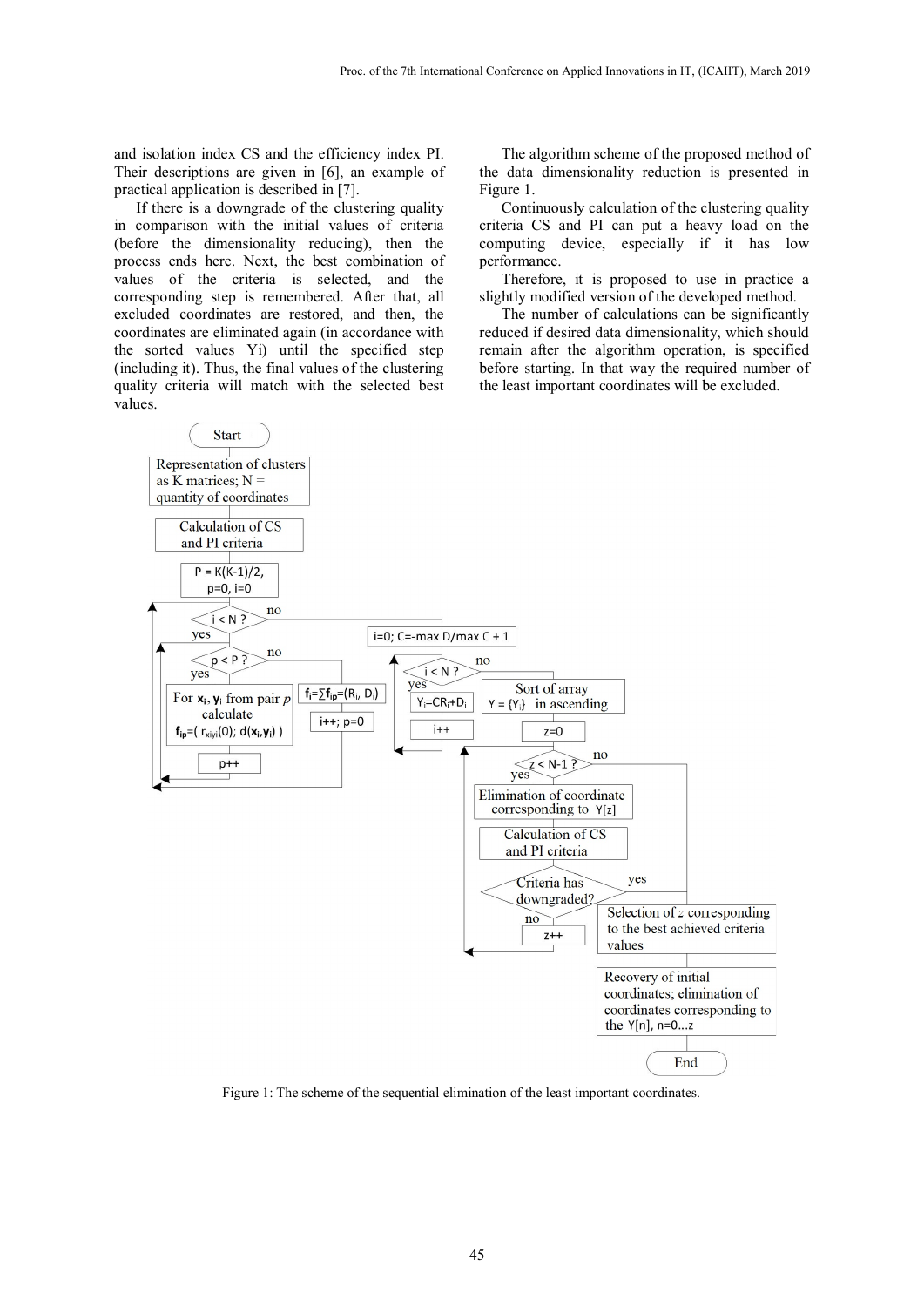and isolation index CS and the efficiency index PI. Their descriptions are given in [6], an example of practical application is described in [7].

If there is a downgrade of the clustering quality in comparison with the initial values of criteria (before the dimensionality reducing), then the process ends here. Next, the best combination of values of the criteria is selected, and the corresponding step is remembered. After that, all excluded coordinates are restored, and then, the coordinates are eliminated again (in accordance with the sorted values Yi) until the specified step (including it). Thus, the final values of the clustering quality criteria will match with the selected best values.

The algorithm scheme of the proposed method of the data dimensionality reduction is presented in Figure 1.

Continuously calculation of the clustering quality criteria CS and PI can put a heavy load on the computing device, especially if it has low performance.

Therefore, it is proposed to use in practice a slightly modified version of the developed method.

The number of calculations can be significantly reduced if desired data dimensionality, which should remain after the algorithm operation, is specified before starting. In that way the required number of the least important coordinates will be excluded.

Figure 1: The scheme of the sequential elimination of the least important coordinates.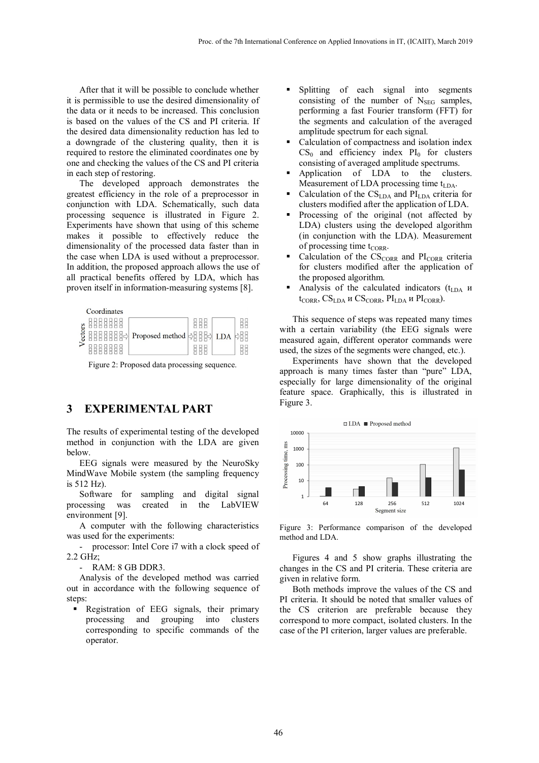After that it will be possible to conclude whether it is permissible to use the desired dimensionality of the data or it needs to be increased. This conclusion is based on the values of the CS and PI criteria. If the desired data dimensionality reduction has led to a downgrade of the clustering quality, then it is required to restore the eliminated coordinates one by one and checking the values of the CS and PI criteria in each step of restoring.

The developed approach demonstrates the greatest efficiency in the role of a preprocessor in conjunction with LDA. Schematically, such data processing sequence is illustrated in Figure 2. Experiments have shown that using of this scheme makes it possible to effectively reduce the dimensionality of the processed data faster than in the case when LDA is used without a preprocessor. In addition, the proposed approach allows the use of all practical benefits offered by LDA, which has proven itself in information-measuring systems [8].

Figure 2: Proposed data processing sequence.

## 3 EXPERIMENTAL PART

The results of experimental testing of the developed method in conjunction with the LDA are given below.

EEG signals were measured by the NeuroSky MindWave Mobile system (the sampling frequency is 512 Hz).

Software for sampling and digital signal processing was created in the LabVIEW environment [9].

A computer with the following characteristics was used for the experiments:

- processor: Intel Core i7 with a clock speed of 2.2 GHz;
- RAM: 8 GB DDR3.

Analysis of the developed method was carried out in accordance with the following sequence of steps:

- Registration of EEG signals, their primary processing and grouping into clusters corresponding to specific commands of the operator.
- Splitting of each signal into segments consisting of the number of $N_{SEG}$ samples, performing a fast Fourier transform (FFT) for the segments and calculation of the averaged amplitude spectrum for each signal.
- Calculation of compactness and isolation index $CS_0$ and efficiency index $PI_0$ for clusters consisting of averaged amplitude spectrums.
- Application of LDA to the clusters. Measurement of LDA processing time $t_{LDA}$.
- Calculation of the $CS_{LDA}$ and $PI_{LDA}$ criteria for clusters modified after the application of LDA.
- Processing of the original (not affected by LDA) clusters using the developed algorithm (in conjunction with the LDA). Measurement of processing time $t_{CORR}$.
- Calculation of the $CS_{CORR}$ and $PI_{CORR}$ criteria for clusters modified after the application of the proposed algorithm.
- Analysis of the calculated indicators ($t_{LDA}$ и $t_{CORR}$, $CS_{LDA}$ и $CS_{CORR}$, $PI_{LDA}$ и $PI_{CORR}$).

This sequence of steps was repeated many times with a certain variability (the EEG signals were measured again, different operator commands were used, the sizes of the segments were changed, etc.).

Experiments have shown that the developed approach is many times faster than "pure" LDA, especially for large dimensionality of the original feature space. Graphically, this is illustrated in Figure 3.

Figure 3: Performance comparison of the developed method and LDA.

Figures 4 and 5 show graphs illustrating the changes in the CS and PI criteria. These criteria are given in relative form.

Both methods improve the values of the CS and PI criteria. It should be noted that smaller values of the CS criterion are preferable because they correspond to more compact, isolated clusters. In the case of the PI criterion, larger values are preferable.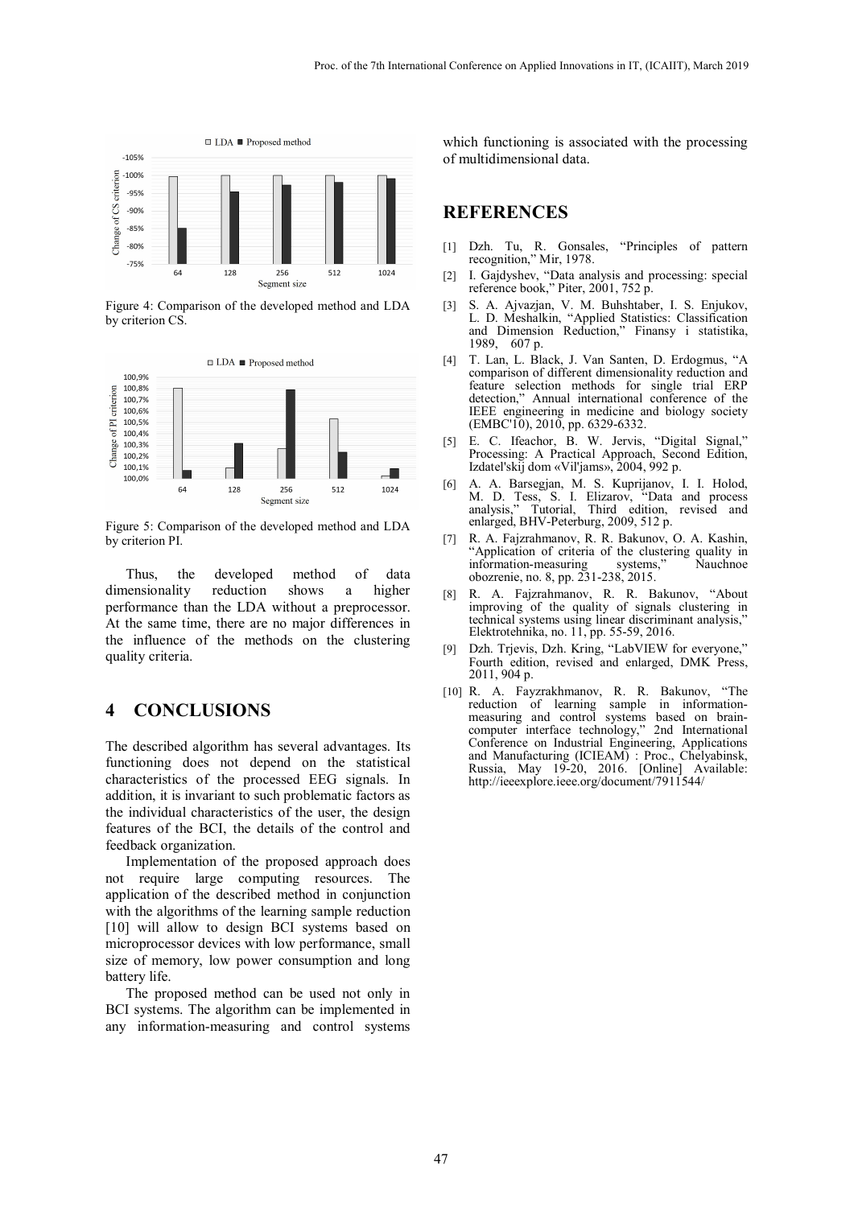□ LDA ■ Proposed method

-105%
-100%
-95%
-90%
-85%
-80%
-75%

Change of CS criterion

64 128 256 512 1024

Segment size

Figure 4: Comparison of the developed method and LDA by criterion CS.

□ LDA ■ Proposed method

100,9%
100,8%
100,7%
100,6%
100,5%
100,4%
100,3%
100,2%
100,1%
100,0%

Change of PI criterion

64 128 256 512 1024

Segment size

Figure 5: Comparison of the developed method and LDA by criterion PI.

Thus, the developed method of data dimensionality reduction shows a higher performance than the LDA without a preprocessor. At the same time, there are no major differences in the influence of the methods on the clustering quality criteria.

## 4 CONCLUSIONS

The described algorithm has several advantages. Its functioning does not depend on the statistical characteristics of the processed EEG signals. In addition, it is invariant to such problematic factors as the individual characteristics of the user, the design features of the BCI, the details of the control and feedback organization.

Implementation of the proposed approach does not require large computing resources. The application of the described method in conjunction with the algorithms of the learning sample reduction [10] will allow to design BCI systems based on microprocessor devices with low performance, small size of memory, low power consumption and long battery life.

The proposed method can be used not only in BCI systems. The algorithm can be implemented in any information-measuring and control systems which functioning is associated with the processing of multidimensional data.

## REFERENCES

[1] Dzh. Tu, R. Gonsales, "Principles of pattern recognition," Mir, 1978.

[2] I. Gajdyshev, "Data analysis and processing: special reference book," Piter, 2001, 752 p.

[3] S. A. Ajvazjan, V. M. Buhshtaber, I. S. Enjukov, L. D. Meshalkin, "Applied Statistics: Classification and Dimension Reduction," Finansy i statistika, 1989, 607 p.

[4] T. Lan, L. Black, J. Van Santen, D. Erdogmus, "A comparison of different dimensionality reduction and feature selection methods for single trial ERP detection," Annual international conference of the IEEE engineering in medicine and biology society (EMBC'10), 2010, pp. 6329-6332.

[5] E. C. Ifeachor, B. W. Jervis, "Digital Signal," Processing: A Practical Approach, Second Edition, Izdatel'skij dom «Vil'jams», 2004, 992 p.

[6] A. A. Barsegjan, M. S. Kuprijanov, I. I. Holod, M. D. Tess, S. I. Elizarov, "Data and process analysis," Tutorial, Third edition, revised and enlarged, BHV-Peterburg, 2009, 512 p.

[7] R. A. Fajzrahmanov, R. R. Bakunov, O. A. Kashin, "Application of criteria of the clustering quality in information-measuring systems," Nauchnoe obozrenie, no. 8, pp. 231-238, 2015.

[8] R. A. Fajzrahmanov, R. R. Bakunov, "About improving of the quality of signals clustering in technical systems using linear discriminant analysis," Elektrotehnika, no. 11, pp. 55-59, 2016.

[9] Dzh. Trjevis, Dzh. Kring, "LabVIEW for everyone," Fourth edition, revised and enlarged, DMK Press, 2011, 904 p.

[10] R. A. Fayzrakhmanov, R. R. Bakunov, "The reduction of learning sample in information-measuring and control systems based on brain-computer interface technology," 2nd International Conference on Industrial Engineering, Applications and Manufacturing (ICIEAM) : Proc., Chelyabinsk, Russia, May 19-20, 2016. [Online] Available: http://ieeexplore.ieee.org/document/7911544/